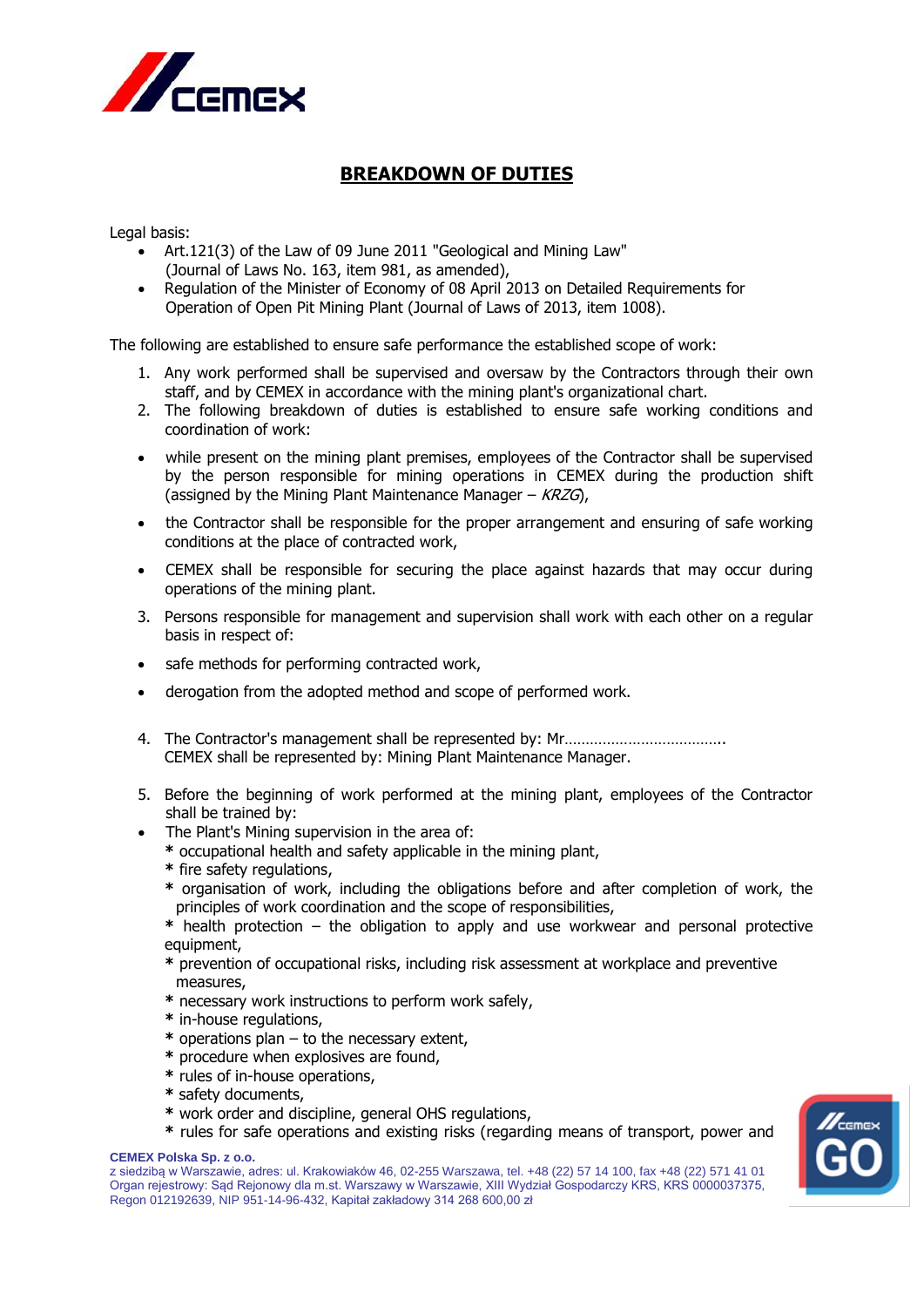# BREAKDOWN OF DUTIES

Legal basis:

- Art.121(3) of the Law of 09 June 2011 "Geological and Mining Law" (Journal of Laws No. 163, item 981, as amended),
- Regulation of the Minister of Economy of 08 April 2013 on Detailed Requirements for Operation of Open Pit Mining Plant (Journal of Laws of 2013, item 1008).

The following are established to ensure safe performance the established scope of work:

1. Any work performed shall be supervised and oversaw by the Contractors through their own staff, and by CEMEX in accordance with the mining plant's organizational chart.
2. The following breakdown of duties is established to ensure safe working conditions and coordination of work:

- while present on the mining plant premises, employees of the Contractor shall be supervised by the person responsible for mining operations in CEMEX during the production shift (assigned by the Mining Plant Maintenance Manager – *KRZG*),
- the Contractor shall be responsible for the proper arrangement and ensuring of safe working conditions at the place of contracted work,
- CEMEX shall be responsible for securing the place against hazards that may occur during operations of the mining plant.

3. Persons responsible for management and supervision shall work with each other on a regular basis in respect of:

- safe methods for performing contracted work,
- derogation from the adopted method and scope of performed work.

4. The Contractor's management shall be represented by: Mr……………………………….. CEMEX shall be represented by: Mining Plant Maintenance Manager.

5. Before the beginning of work performed at the mining plant, employees of the Contractor shall be trained by:

- The Plant's Mining supervision in the area of:
  * occupational health and safety applicable in the mining plant,
  * fire safety regulations,
  * organisation of work, including the obligations before and after completion of work, the principles of work coordination and the scope of responsibilities,
  * health protection – the obligation to apply and use workwear and personal protective equipment,
  * prevention of occupational risks, including risk assessment at workplace and preventive measures,
  * necessary work instructions to perform work safely,
  * in-house regulations,
  * operations plan – to the necessary extent,
  * procedure when explosives are found,
  * rules of in-house operations,
  * safety documents,
  * work order and discipline, general OHS regulations,
  * rules for safe operations and existing risks (regarding means of transport, power and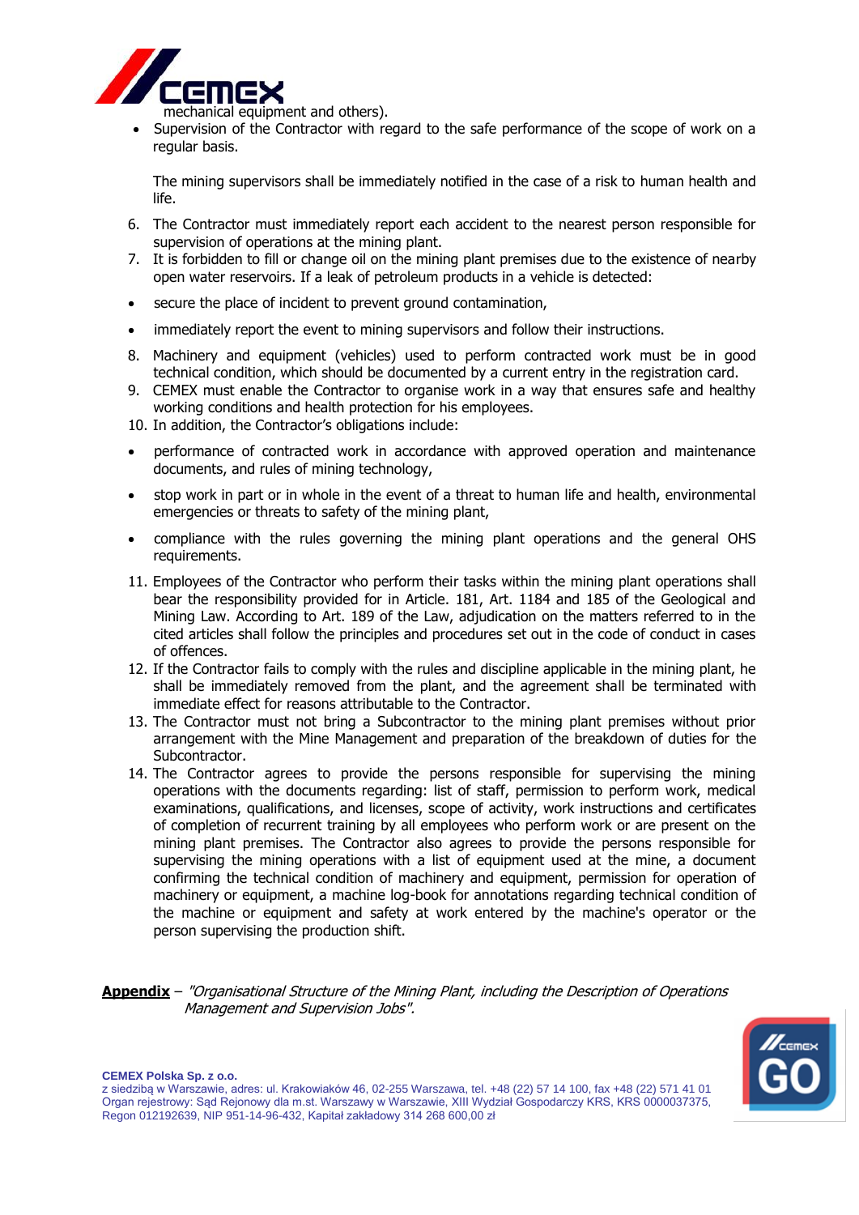mechanical equipment and others).

- Supervision of the Contractor with regard to the safe performance of the scope of work on a regular basis.

  The mining supervisors shall be immediately notified in the case of a risk to human health and life.

6. The Contractor must immediately report each accident to the nearest person responsible for supervision of operations at the mining plant.
7. It is forbidden to fill or change oil on the mining plant premises due to the existence of nearby open water reservoirs. If a leak of petroleum products in a vehicle is detected:

- secure the place of incident to prevent ground contamination,
- immediately report the event to mining supervisors and follow their instructions.

8. Machinery and equipment (vehicles) used to perform contracted work must be in good technical condition, which should be documented by a current entry in the registration card.
9. CEMEX must enable the Contractor to organise work in a way that ensures safe and healthy working conditions and health protection for his employees.
10. In addition, the Contractor's obligations include:

- performance of contracted work in accordance with approved operation and maintenance documents, and rules of mining technology,
- stop work in part or in whole in the event of a threat to human life and health, environmental emergencies or threats to safety of the mining plant,
- compliance with the rules governing the mining plant operations and the general OHS requirements.

11. Employees of the Contractor who perform their tasks within the mining plant operations shall bear the responsibility provided for in Article. 181, Art. 1184 and 185 of the Geological and Mining Law. According to Art. 189 of the Law, adjudication on the matters referred to in the cited articles shall follow the principles and procedures set out in the code of conduct in cases of offences.
12. If the Contractor fails to comply with the rules and discipline applicable in the mining plant, he shall be immediately removed from the plant, and the agreement shall be terminated with immediate effect for reasons attributable to the Contractor.
13. The Contractor must not bring a Subcontractor to the mining plant premises without prior arrangement with the Mine Management and preparation of the breakdown of duties for the Subcontractor.
14. The Contractor agrees to provide the persons responsible for supervising the mining operations with the documents regarding: list of staff, permission to perform work, medical examinations, qualifications, and licenses, scope of activity, work instructions and certificates of completion of recurrent training by all employees who perform work or are present on the mining plant premises. The Contractor also agrees to provide the persons responsible for supervising the mining operations with a list of equipment used at the mine, a document confirming the technical condition of machinery and equipment, permission for operation of machinery or equipment, a machine log-book for annotations regarding technical condition of the machine or equipment and safety at work entered by the machine's operator or the person supervising the production shift.

**Appendix** – *"Organisational Structure of the Mining Plant, including the Description of Operations Management and Supervision Jobs".*